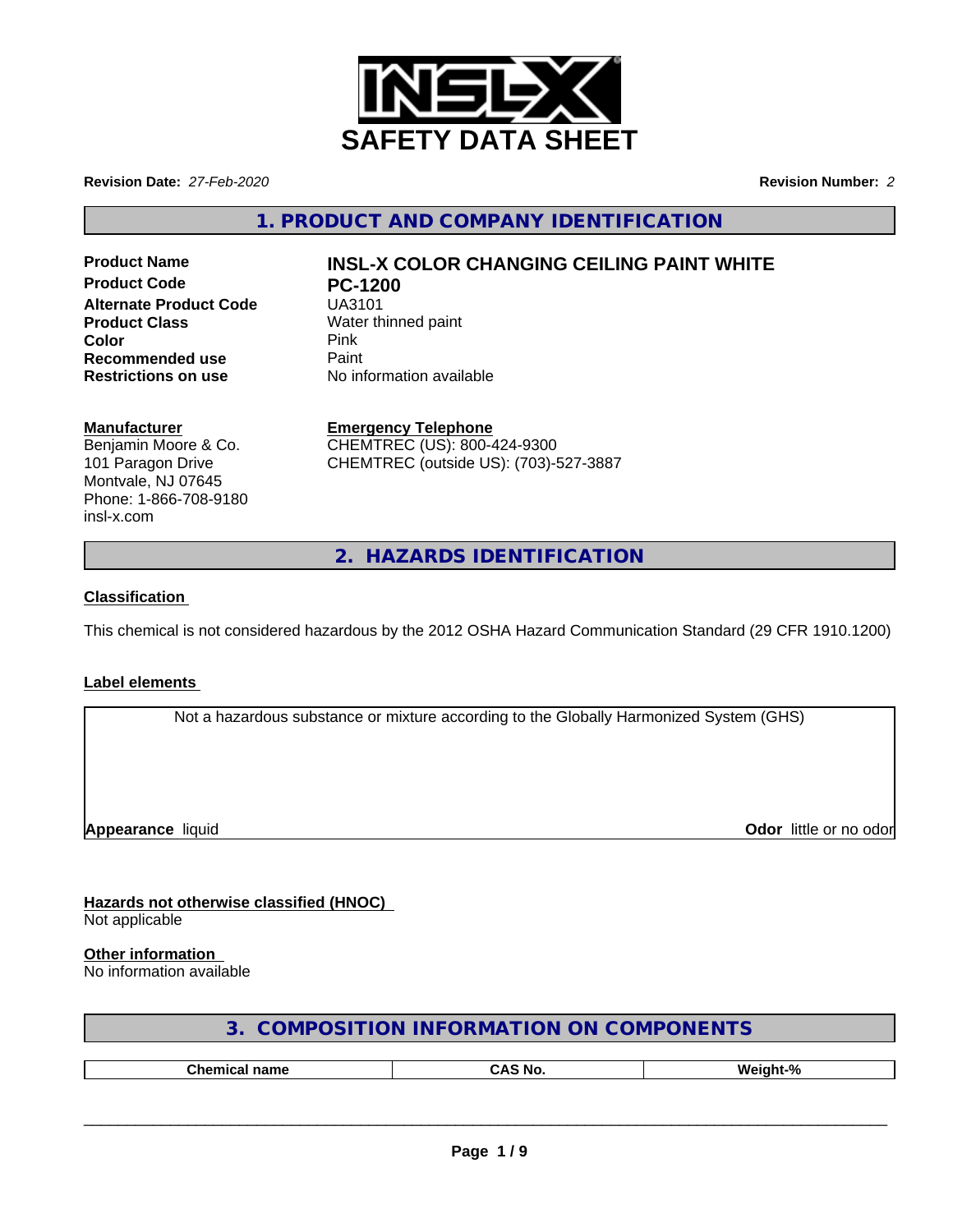# SAFETY DATA SHEET

**Revision Date:** *27-Feb-2020*

**Revision Number:** *2*

## 1. PRODUCT AND COMPANY IDENTIFICATION

| | |
|---|---|
| **Product Name** | **INSL-X COLOR CHANGING CEILING PAINT WHITE** |
| **Product Code** | **PC-1200** |
| **Alternate Product Code** | UA3101 |
| **Product Class** | Water thinned paint |
| **Color** | Pink |
| **Recommended use** | Paint |
| **Restrictions on use** | No information available |

**Manufacturer**
Benjamin Moore & Co.
101 Paragon Drive
Montvale, NJ 07645
Phone: 1-866-708-9180
insl-x.com

**Emergency Telephone**
CHEMTREC (US): 800-424-9300
CHEMTREC (outside US): (703)-527-3887

## 2. HAZARDS IDENTIFICATION

**Classification**

This chemical is not considered hazardous by the 2012 OSHA Hazard Communication Standard (29 CFR 1910.1200)

**Label elements**

Not a hazardous substance or mixture according to the Globally Harmonized System (GHS)

**Appearance** liquid

**Odor** little or no odor

**Hazards not otherwise classified (HNOC)**
Not applicable

**Other information**
No information available

## 3. COMPOSITION INFORMATION ON COMPONENTS

| Chemical name | CAS No. | Weight-% |
|---|---|---|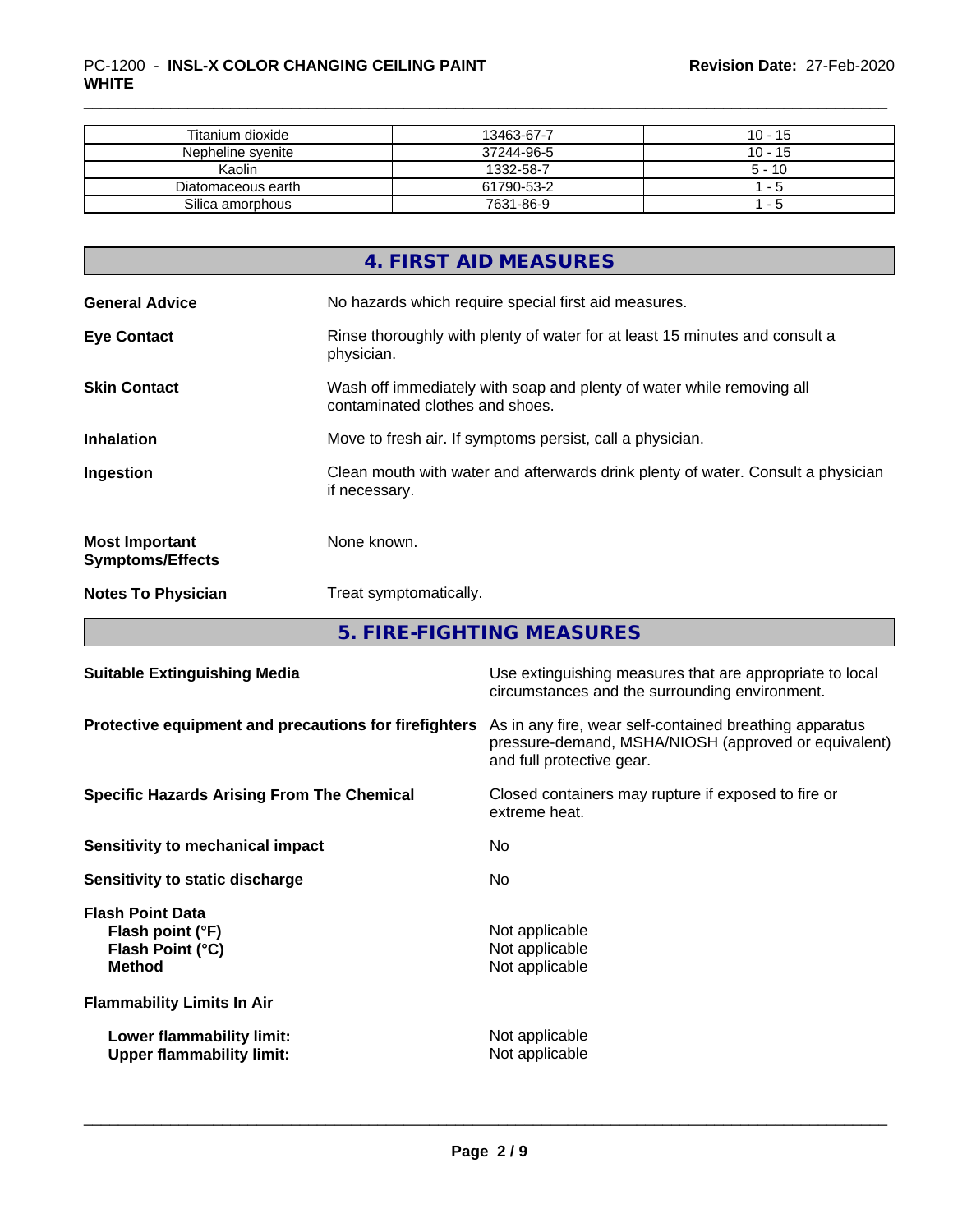| Titanium dioxide | 13463-67-7 | 10 - 15 |
| --- | --- | --- |
| Nepheline syenite | 37244-96-5 | 10 - 15 |
| Kaolin | 1332-58-7 | 5 - 10 |
| Diatomaceous earth | 61790-53-2 | 1 - 5 |
| Silica amorphous | 7631-86-9 | 1 - 5 |

## 4. FIRST AID MEASURES

**General Advice** No hazards which require special first aid measures.

**Eye Contact** Rinse thoroughly with plenty of water for at least 15 minutes and consult a physician.

**Skin Contact** Wash off immediately with soap and plenty of water while removing all contaminated clothes and shoes.

**Inhalation** Move to fresh air. If symptoms persist, call a physician.

**Ingestion** Clean mouth with water and afterwards drink plenty of water. Consult a physician if necessary.

**Most Important Symptoms/Effects** None known.

**Notes To Physician** Treat symptomatically.

## 5. FIRE-FIGHTING MEASURES

**Suitable Extinguishing Media** Use extinguishing measures that are appropriate to local circumstances and the surrounding environment.

**Protective equipment and precautions for firefighters** As in any fire, wear self-contained breathing apparatus pressure-demand, MSHA/NIOSH (approved or equivalent) and full protective gear.

**Specific Hazards Arising From The Chemical** Closed containers may rupture if exposed to fire or extreme heat.

**Sensitivity to mechanical impact** No

**Sensitivity to static discharge** No

**Flash Point Data**
**Flash point (°F)** Not applicable
**Flash Point (°C)** Not applicable
**Method** Not applicable

**Flammability Limits In Air**

**Lower flammability limit:** Not applicable
**Upper flammability limit:** Not applicable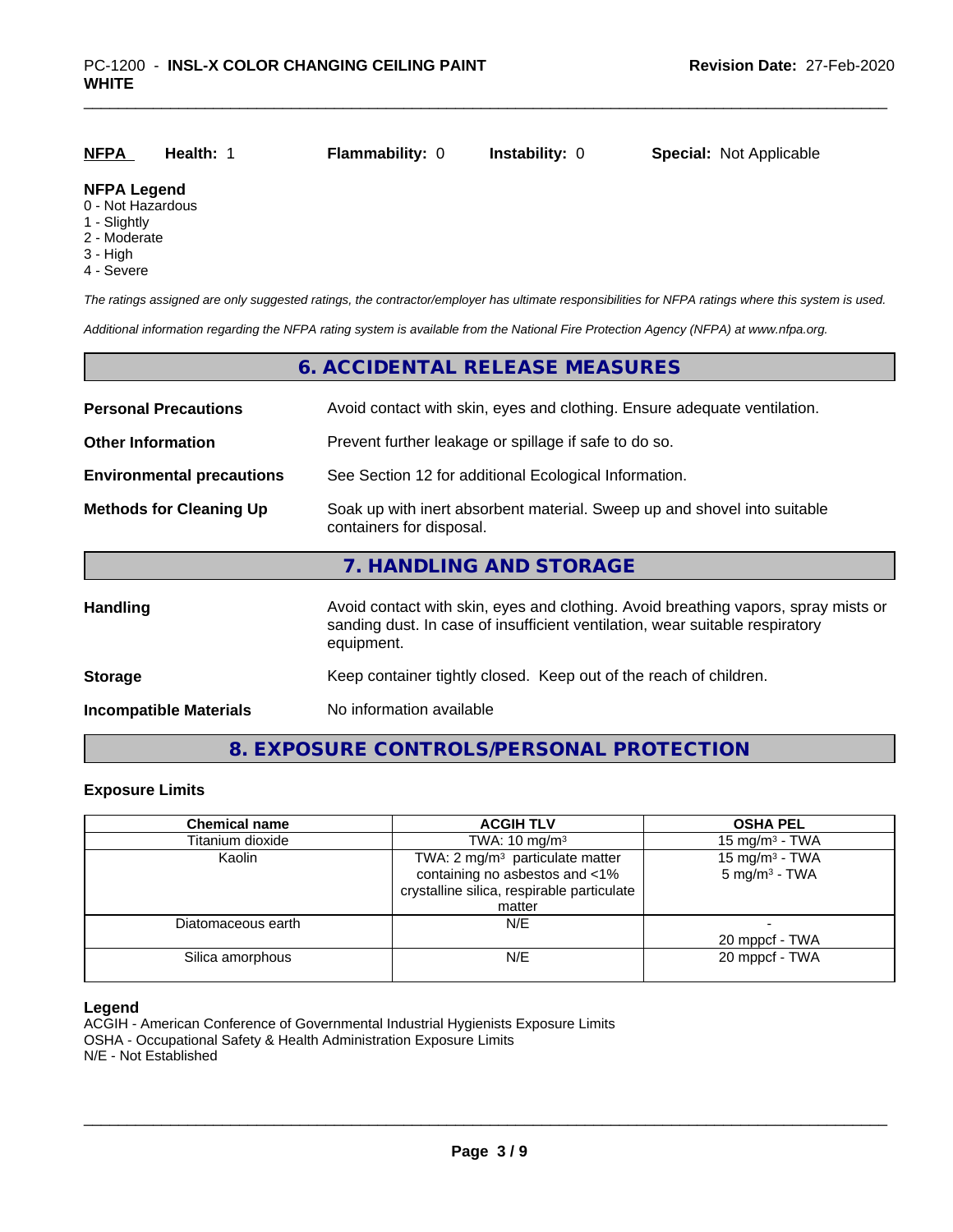| NFPA | Health: 1 | Flammability: 0 | Instability: 0 | Special: Not Applicable |
|---|---|---|---|---|

**NFPA Legend**
0 - Not Hazardous
1 - Slightly
2 - Moderate
3 - High
4 - Severe

*The ratings assigned are only suggested ratings, the contractor/employer has ultimate responsibilities for NFPA ratings where this system is used.*

*Additional information regarding the NFPA rating system is available from the National Fire Protection Agency (NFPA) at www.nfpa.org.*

## 6. ACCIDENTAL RELEASE MEASURES

**Personal Precautions** Avoid contact with skin, eyes and clothing. Ensure adequate ventilation.

**Other Information** Prevent further leakage or spillage if safe to do so.

**Environmental precautions** See Section 12 for additional Ecological Information.

**Methods for Cleaning Up** Soak up with inert absorbent material. Sweep up and shovel into suitable containers for disposal.

## 7. HANDLING AND STORAGE

**Handling** Avoid contact with skin, eyes and clothing. Avoid breathing vapors, spray mists or sanding dust. In case of insufficient ventilation, wear suitable respiratory equipment.

**Storage** Keep container tightly closed. Keep out of the reach of children.

**Incompatible Materials** No information available

## 8. EXPOSURE CONTROLS/PERSONAL PROTECTION

### Exposure Limits

| Chemical name | ACGIH TLV | OSHA PEL |
|---|---|---|
| Titanium dioxide | TWA: 10 mg/m³ | 15 mg/m³ - TWA |
| Kaolin | TWA: 2 mg/m³ particulate matter containing no asbestos and <1% crystalline silica, respirable particulate matter | 15 mg/m³ - TWA<br>5 mg/m³ - TWA |
| Diatomaceous earth | N/E | -<br>20 mppcf - TWA |
| Silica amorphous | N/E | 20 mppcf - TWA |

**Legend**
ACGIH - American Conference of Governmental Industrial Hygienists Exposure Limits
OSHA - Occupational Safety & Health Administration Exposure Limits
N/E - Not Established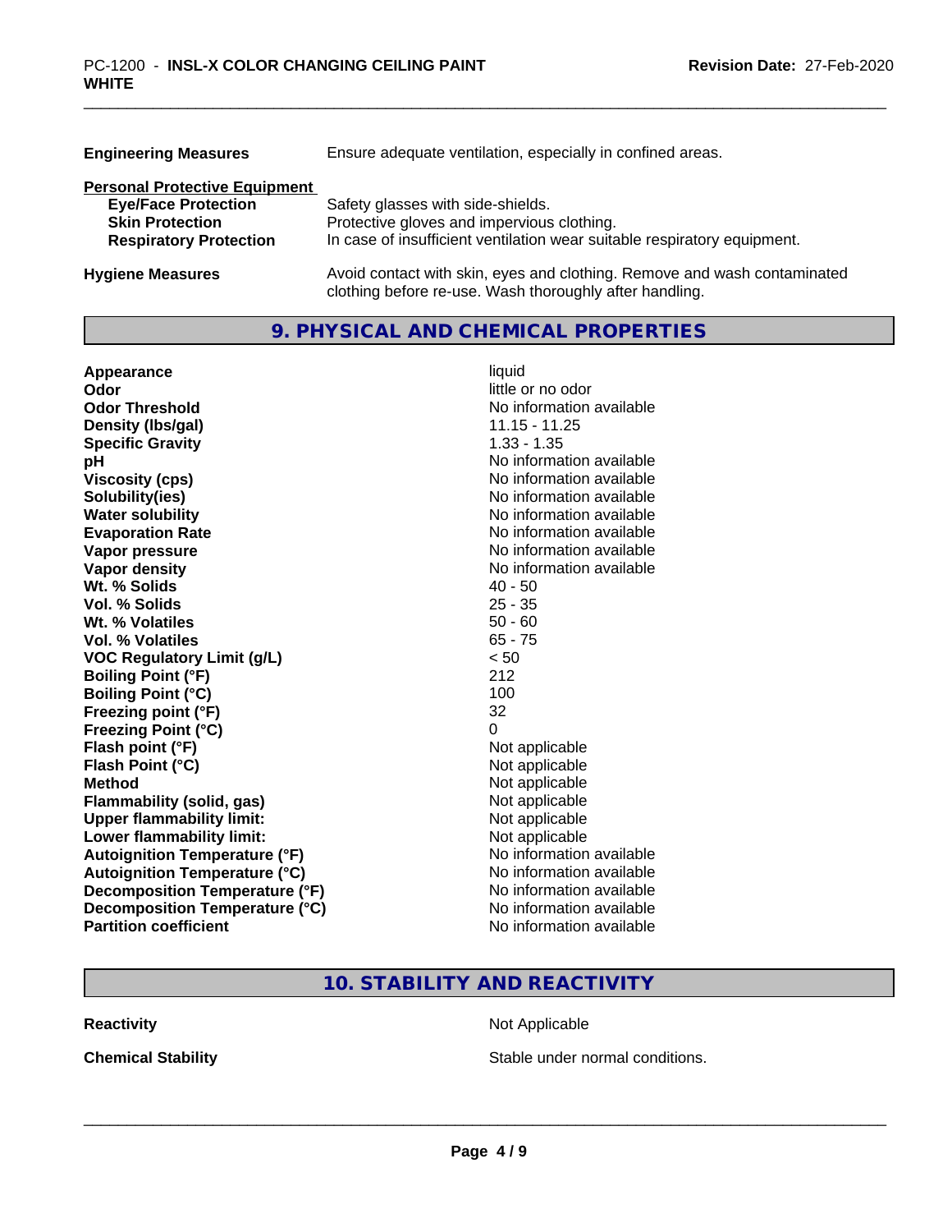| | |
|---|---|
| **Engineering Measures** | Ensure adequate ventilation, especially in confined areas. |

**Personal Protective Equipment**

| | |
|---|---|
| **Eye/Face Protection** | Safety glasses with side-shields. |
| **Skin Protection** | Protective gloves and impervious clothing. |
| **Respiratory Protection** | In case of insufficient ventilation wear suitable respiratory equipment. |

| | |
|---|---|
| **Hygiene Measures** | Avoid contact with skin, eyes and clothing. Remove and wash contaminated clothing before re-use. Wash thoroughly after handling. |

## 9. PHYSICAL AND CHEMICAL PROPERTIES

| | |
|---|---|
| **Appearance** | liquid |
| **Odor** | little or no odor |
| **Odor Threshold** | No information available |
| **Density (lbs/gal)** | 11.15 - 11.25 |
| **Specific Gravity** | 1.33 - 1.35 |
| **pH** | No information available |
| **Viscosity (cps)** | No information available |
| **Solubility(ies)** | No information available |
| **Water solubility** | No information available |
| **Evaporation Rate** | No information available |
| **Vapor pressure** | No information available |
| **Vapor density** | No information available |
| **Wt. % Solids** | 40 - 50 |
| **Vol. % Solids** | 25 - 35 |
| **Wt. % Volatiles** | 50 - 60 |
| **Vol. % Volatiles** | 65 - 75 |
| **VOC Regulatory Limit (g/L)** | < 50 |
| **Boiling Point (°F)** | 212 |
| **Boiling Point (°C)** | 100 |
| **Freezing point (°F)** | 32 |
| **Freezing Point (°C)** | 0 |
| **Flash point (°F)** | Not applicable |
| **Flash Point (°C)** | Not applicable |
| **Method** | Not applicable |
| **Flammability (solid, gas)** | Not applicable |
| **Upper flammability limit:** | Not applicable |
| **Lower flammability limit:** | Not applicable |
| **Autoignition Temperature (°F)** | No information available |
| **Autoignition Temperature (°C)** | No information available |
| **Decomposition Temperature (°F)** | No information available |
| **Decomposition Temperature (°C)** | No information available |
| **Partition coefficient** | No information available |

## 10. STABILITY AND REACTIVITY

| | |
|---|---|
| **Reactivity** | Not Applicable |
| **Chemical Stability** | Stable under normal conditions. |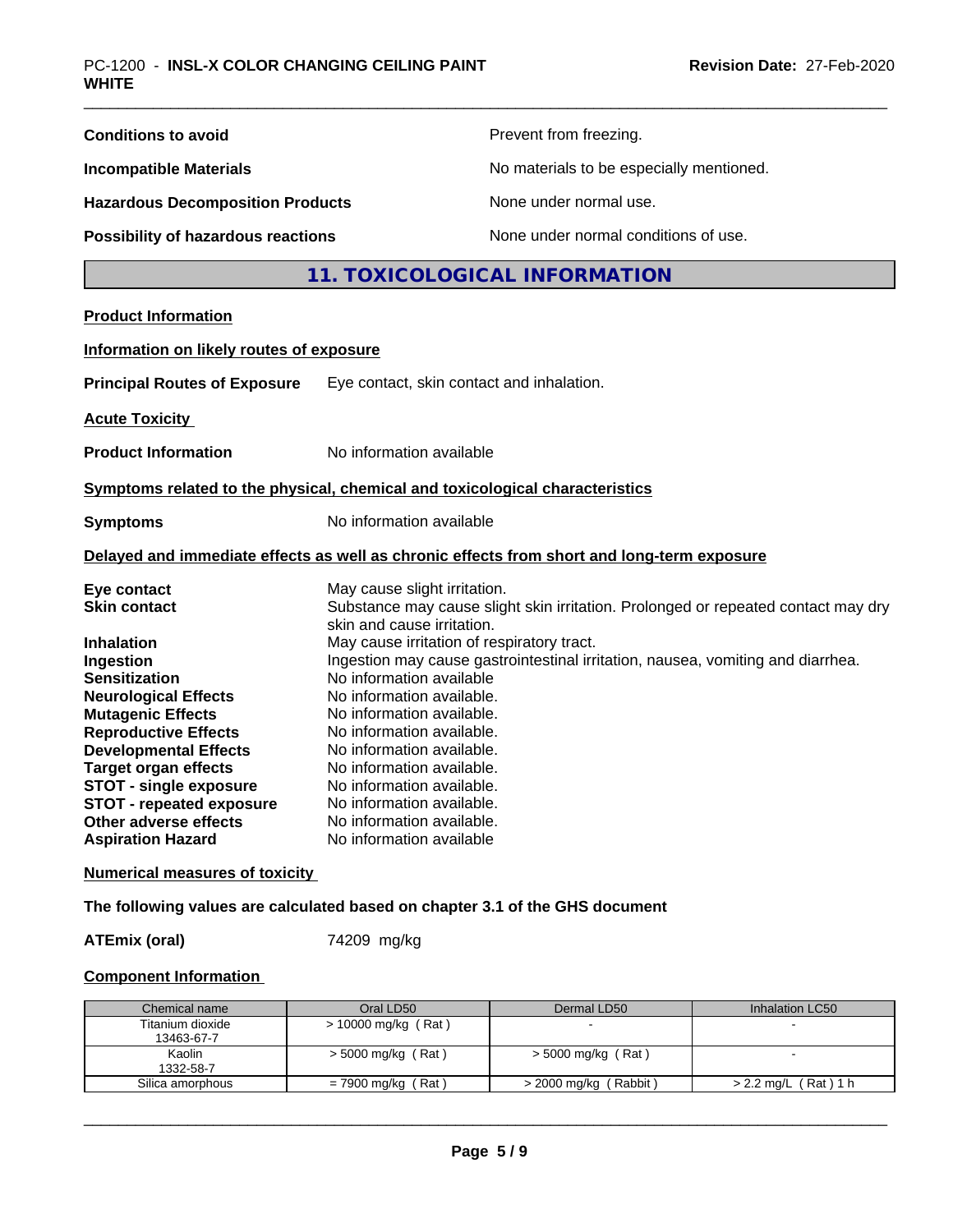**Conditions to avoid** Prevent from freezing.

**Incompatible Materials** No materials to be especially mentioned.

**Hazardous Decomposition Products** None under normal use.

**Possibility of hazardous reactions** None under normal conditions of use.

## 11. TOXICOLOGICAL INFORMATION

### Product Information

**Information on likely routes of exposure**

**Principal Routes of Exposure** Eye contact, skin contact and inhalation.

**Acute Toxicity**

**Product Information** No information available

**Symptoms related to the physical, chemical and toxicological characteristics**

**Symptoms** No information available

**Delayed and immediate effects as well as chronic effects from short and long-term exposure**

**Eye contact** May cause slight irritation.
**Skin contact** Substance may cause slight skin irritation. Prolonged or repeated contact may dry skin and cause irritation.
**Inhalation** May cause irritation of respiratory tract.
**Ingestion** Ingestion may cause gastrointestinal irritation, nausea, vomiting and diarrhea.
**Sensitization** No information available
**Neurological Effects** No information available.
**Mutagenic Effects** No information available.
**Reproductive Effects** No information available.
**Developmental Effects** No information available.
**Target organ effects** No information available.
**STOT - single exposure** No information available.
**STOT - repeated exposure** No information available.
**Other adverse effects** No information available.
**Aspiration Hazard** No information available

**Numerical measures of toxicity**

**The following values are calculated based on chapter 3.1 of the GHS document**

**ATEmix (oral)** 74209 mg/kg

**Component Information**

| Chemical name | Oral LD50 | Dermal LD50 | Inhalation LC50 |
|---|---|---|---|
| Titanium dioxide 13463-67-7 | > 10000 mg/kg ( Rat ) | - | - |
| Kaolin 1332-58-7 | > 5000 mg/kg ( Rat ) | > 5000 mg/kg ( Rat ) | - |
| Silica amorphous | = 7900 mg/kg ( Rat ) | > 2000 mg/kg ( Rabbit ) | > 2.2 mg/L ( Rat ) 1 h |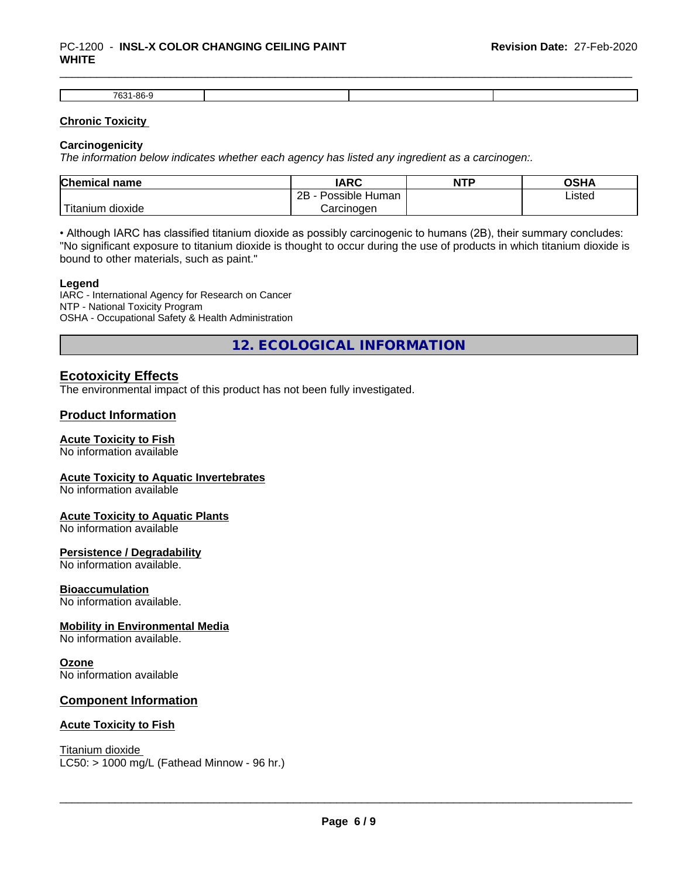| 7631-86-9 | | | |
|---|---|---|---|

**Chronic Toxicity**

**Carcinogenicity**

*The information below indicates whether each agency has listed any ingredient as a carcinogen:.*

| Chemical name | IARC | NTP | OSHA |
|---|---|---|---|
| Titanium dioxide | 2B - Possible Human Carcinogen | | Listed |

• Although IARC has classified titanium dioxide as possibly carcinogenic to humans (2B), their summary concludes: "No significant exposure to titanium dioxide is thought to occur during the use of products in which titanium dioxide is bound to other materials, such as paint."

**Legend**

IARC - International Agency for Research on Cancer
NTP - National Toxicity Program
OSHA - Occupational Safety & Health Administration

## 12. ECOLOGICAL INFORMATION

### Ecotoxicity Effects

The environmental impact of this product has not been fully investigated.

### Product Information

**Acute Toxicity to Fish**

No information available

**Acute Toxicity to Aquatic Invertebrates**

No information available

**Acute Toxicity to Aquatic Plants**

No information available

**Persistence / Degradability**

No information available.

**Bioaccumulation**

No information available.

**Mobility in Environmental Media**

No information available.

**Ozone**

No information available

### Component Information

**Acute Toxicity to Fish**

Titanium dioxide
LC50: > 1000 mg/L (Fathead Minnow - 96 hr.)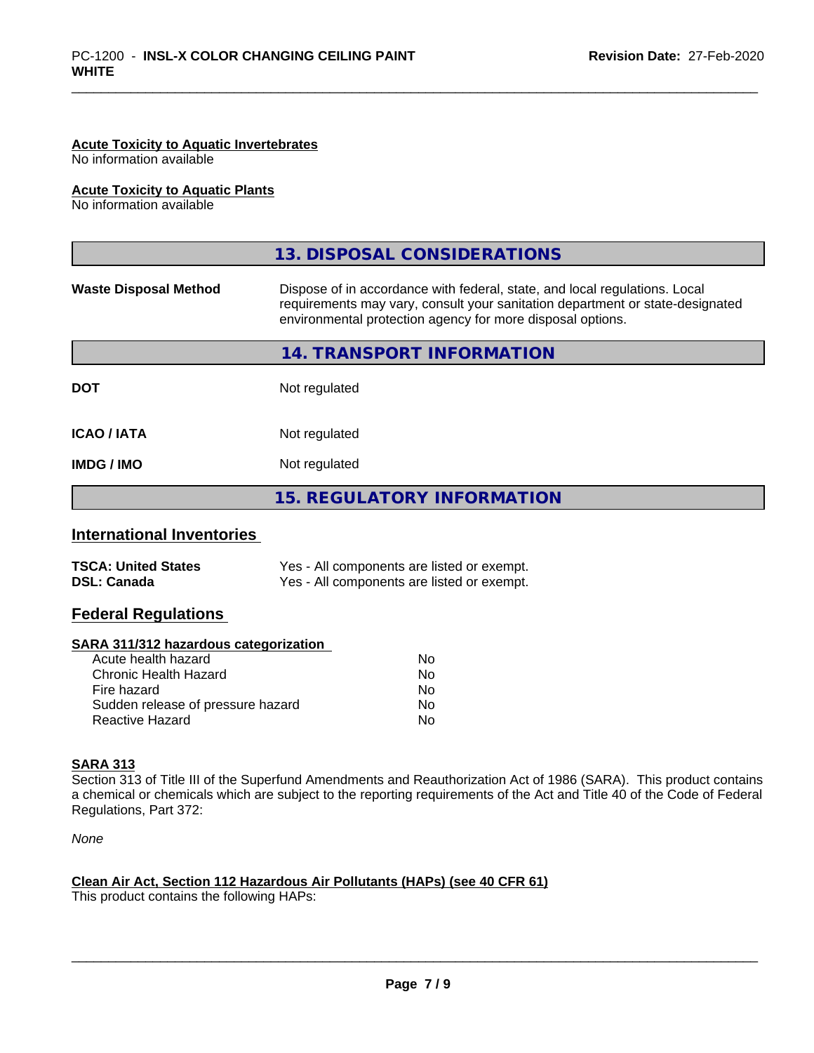**Acute Toxicity to Aquatic Invertebrates**
No information available

**Acute Toxicity to Aquatic Plants**
No information available

## 13. DISPOSAL CONSIDERATIONS

| | |
|---|---|
| **Waste Disposal Method** | Dispose of in accordance with federal, state, and local regulations. Local requirements may vary, consult your sanitation department or state-designated environmental protection agency for more disposal options. |

## 14. TRANSPORT INFORMATION

| | |
|---|---|
| **DOT** | Not regulated |
| **ICAO / IATA** | Not regulated |
| **IMDG / IMO** | Not regulated |

## 15. REGULATORY INFORMATION

### International Inventories

| | |
|---|---|
| **TSCA: United States** | Yes - All components are listed or exempt. |
| **DSL: Canada** | Yes - All components are listed or exempt. |

### Federal Regulations

**SARA 311/312 hazardous categorization**

| | |
|---|---|
| Acute health hazard | No |
| Chronic Health Hazard | No |
| Fire hazard | No |
| Sudden release of pressure hazard | No |
| Reactive Hazard | No |

**SARA 313**
Section 313 of Title III of the Superfund Amendments and Reauthorization Act of 1986 (SARA). This product contains a chemical or chemicals which are subject to the reporting requirements of the Act and Title 40 of the Code of Federal Regulations, Part 372:

*None*

**Clean Air Act, Section 112 Hazardous Air Pollutants (HAPs) (see 40 CFR 61)**
This product contains the following HAPs: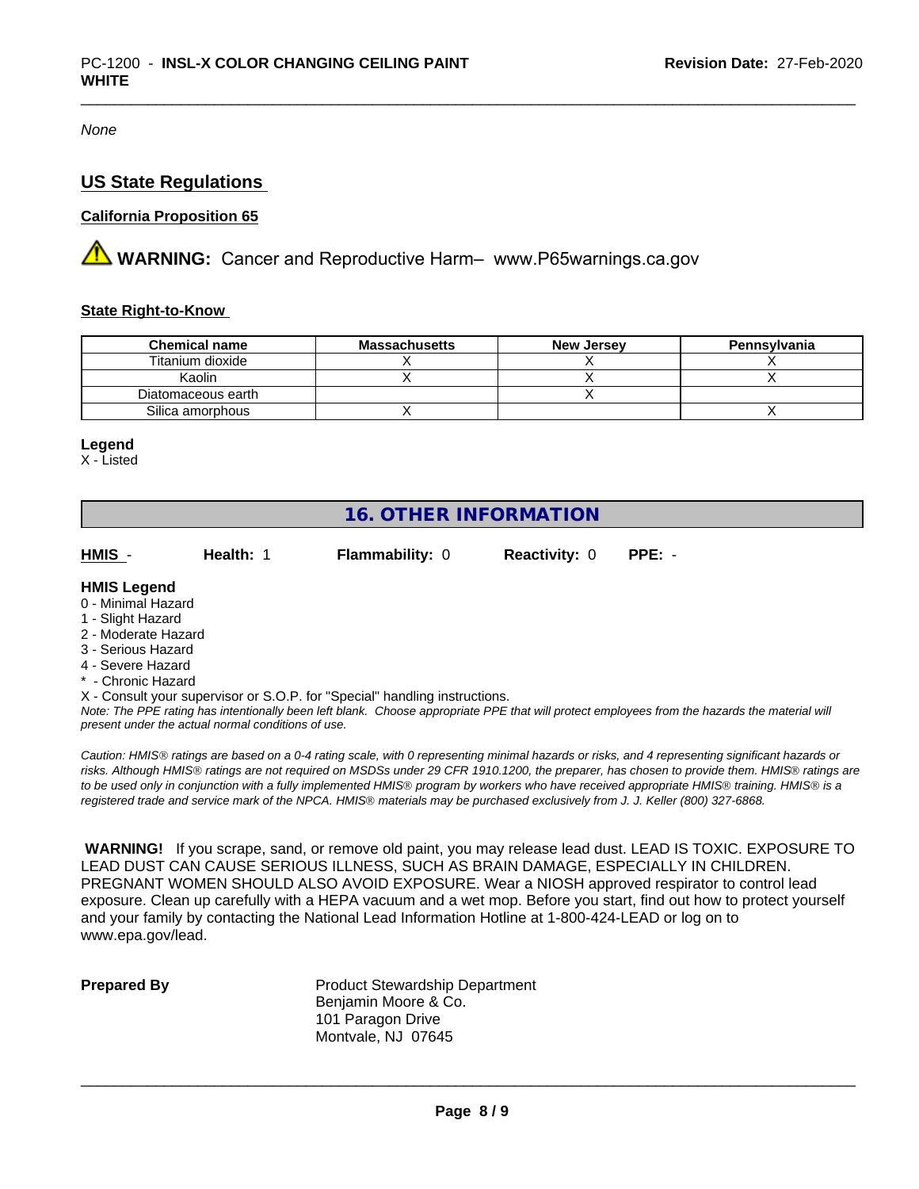*None*

## US State Regulations

### California Proposition 65

**WARNING:** Cancer and Reproductive Harm– www.P65warnings.ca.gov

### State Right-to-Know

| Chemical name | Massachusetts | New Jersey | Pennsylvania |
|---|---|---|---|
| Titanium dioxide | X | X | X |
| Kaolin | X | X | X |
| Diatomaceous earth | | X | |
| Silica amorphous | X | | X |

**Legend**

X - Listed

## 16. OTHER INFORMATION

**HMIS** - **Health:** 1 **Flammability:** 0 **Reactivity:** 0 **PPE:** -

**HMIS Legend**

0 - Minimal Hazard
1 - Slight Hazard
2 - Moderate Hazard
3 - Serious Hazard
4 - Severe Hazard
* - Chronic Hazard
X - Consult your supervisor or S.O.P. for "Special" handling instructions.

*Note: The PPE rating has intentionally been left blank. Choose appropriate PPE that will protect employees from the hazards the material will present under the actual normal conditions of use.*

*Caution: HMIS® ratings are based on a 0-4 rating scale, with 0 representing minimal hazards or risks, and 4 representing significant hazards or risks. Although HMIS® ratings are not required on MSDSs under 29 CFR 1910.1200, the preparer, has chosen to provide them. HMIS® ratings are to be used only in conjunction with a fully implemented HMIS® program by workers who have received appropriate HMIS® training. HMIS® is a registered trade and service mark of the NPCA. HMIS® materials may be purchased exclusively from J. J. Keller (800) 327-6868.*

**WARNING!** If you scrape, sand, or remove old paint, you may release lead dust. LEAD IS TOXIC. EXPOSURE TO LEAD DUST CAN CAUSE SERIOUS ILLNESS, SUCH AS BRAIN DAMAGE, ESPECIALLY IN CHILDREN. PREGNANT WOMEN SHOULD ALSO AVOID EXPOSURE. Wear a NIOSH approved respirator to control lead exposure. Clean up carefully with a HEPA vacuum and a wet mop. Before you start, find out how to protect yourself and your family by contacting the National Lead Information Hotline at 1-800-424-LEAD or log on to www.epa.gov/lead.

**Prepared By**

Product Stewardship Department
Benjamin Moore & Co.
101 Paragon Drive
Montvale, NJ 07645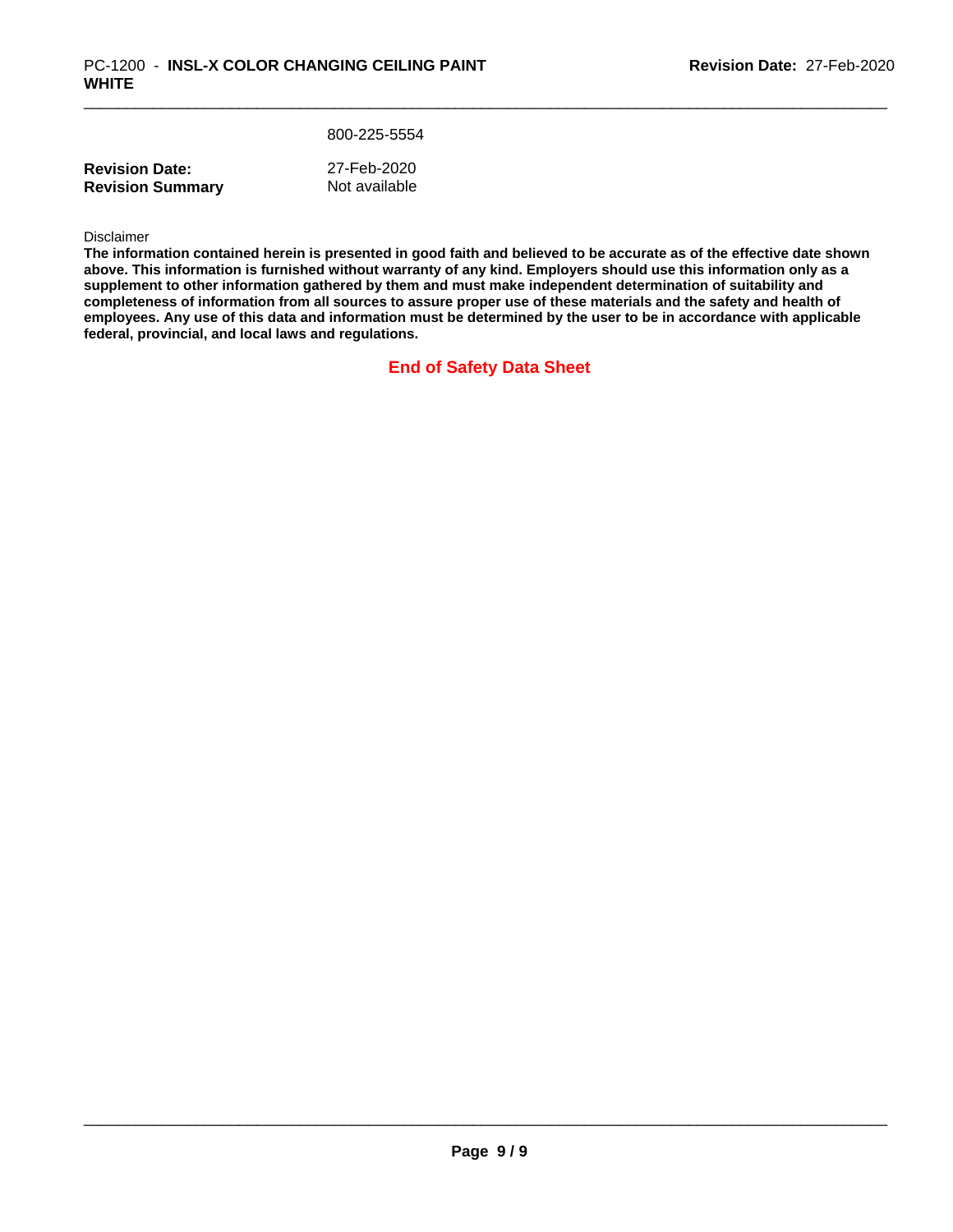800-225-5554

| | |
|---|---|
| **Revision Date:** | 27-Feb-2020 |
| **Revision Summary** | Not available |

Disclaimer

**The information contained herein is presented in good faith and believed to be accurate as of the effective date shown above. This information is furnished without warranty of any kind. Employers should use this information only as a supplement to other information gathered by them and must make independent determination of suitability and completeness of information from all sources to assure proper use of these materials and the safety and health of employees. Any use of this data and information must be determined by the user to be in accordance with applicable federal, provincial, and local laws and regulations.**

**End of Safety Data Sheet**